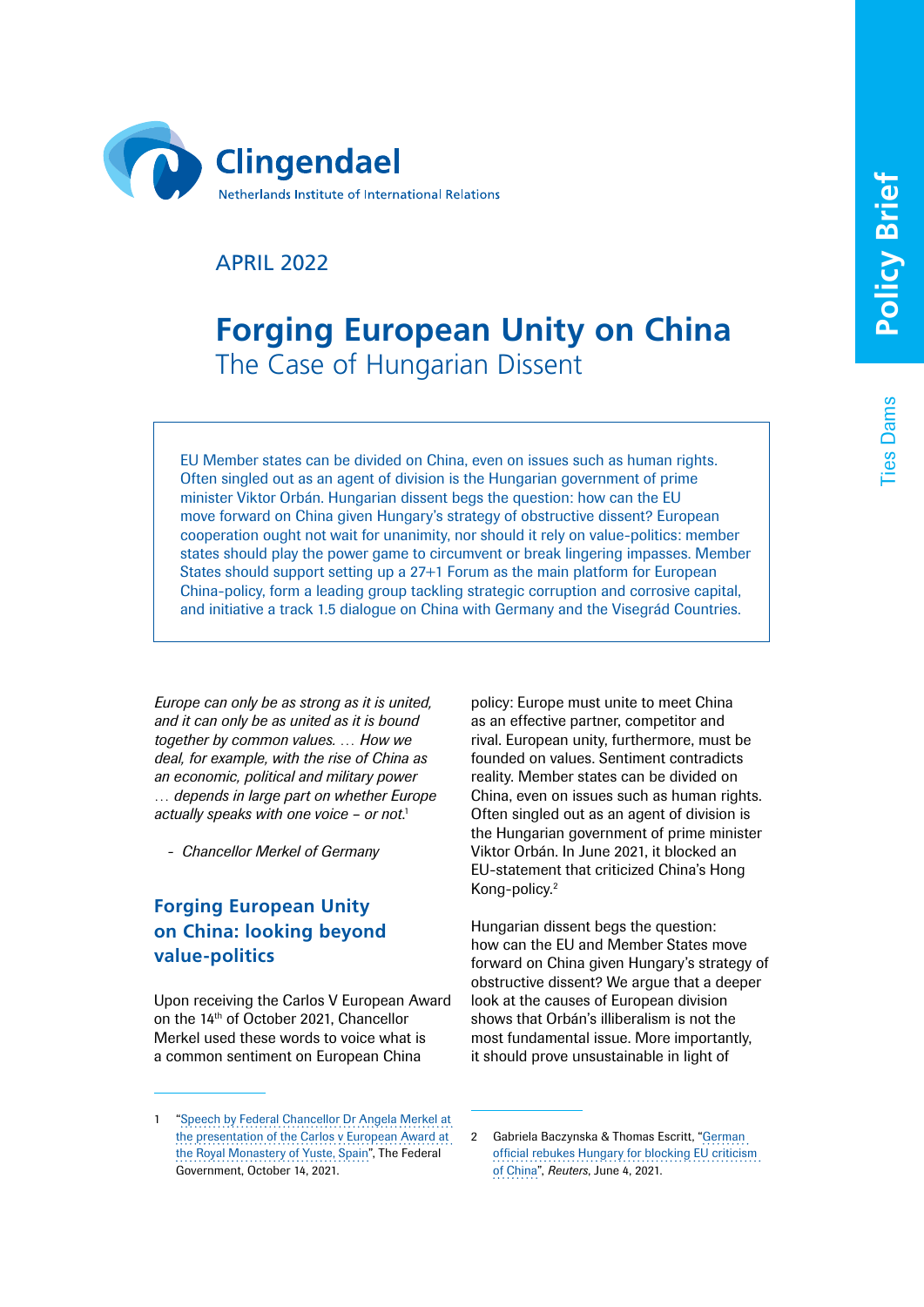Clingendael
Netherlands Institute of International Relations

APRIL 2022

# Forging European Unity on China
## The Case of Hungarian Dissent

Policy Brief

Ties Dams

EU Member states can be divided on China, even on issues such as human rights. Often singled out as an agent of division is the Hungarian government of prime minister Viktor Orbán. Hungarian dissent begs the question: how can the EU move forward on China given Hungary's strategy of obstructive dissent? European cooperation ought not wait for unanimity, nor should it rely on value-politics: member states should play the power game to circumvent or break lingering impasses. Member States should support setting up a 27+1 Forum as the main platform for European China-policy, form a leading group tackling strategic corruption and corrosive capital, and initiative a track 1.5 dialogue on China with Germany and the Visegrád Countries.

*Europe can only be as strong as it is united, and it can only be as united as it is bound together by common values. … How we deal, for example, with the rise of China as an economic, political and military power … depends in large part on whether Europe actually speaks with one voice – or not.*[1]

- *Chancellor Merkel of Germany*

### Forging European Unity on China: looking beyond value-politics

Upon receiving the Carlos V European Award on the 14th of October 2021, Chancellor Merkel used these words to voice what is a common sentiment on European China policy: Europe must unite to meet China as an effective partner, competitor and rival. European unity, furthermore, must be founded on values. Sentiment contradicts reality. Member states can be divided on China, even on issues such as human rights. Often singled out as an agent of division is the Hungarian government of prime minister Viktor Orbán. In June 2021, it blocked an EU-statement that criticized China's Hong Kong-policy.[2]

Hungarian dissent begs the question: how can the EU and Member States move forward on China given Hungary's strategy of obstructive dissent? We argue that a deeper look at the causes of European division shows that Orbán's illiberalism is not the most fundamental issue. More importantly, it should prove unsustainable in light of

---

1 "Speech by Federal Chancellor Dr Angela Merkel at the presentation of the Carlos v European Award at the Royal Monastery of Yuste, Spain", The Federal Government, October 14, 2021.

2 Gabriela Baczynska & Thomas Escritt, "German official rebukes Hungary for blocking EU criticism of China", *Reuters*, June 4, 2021.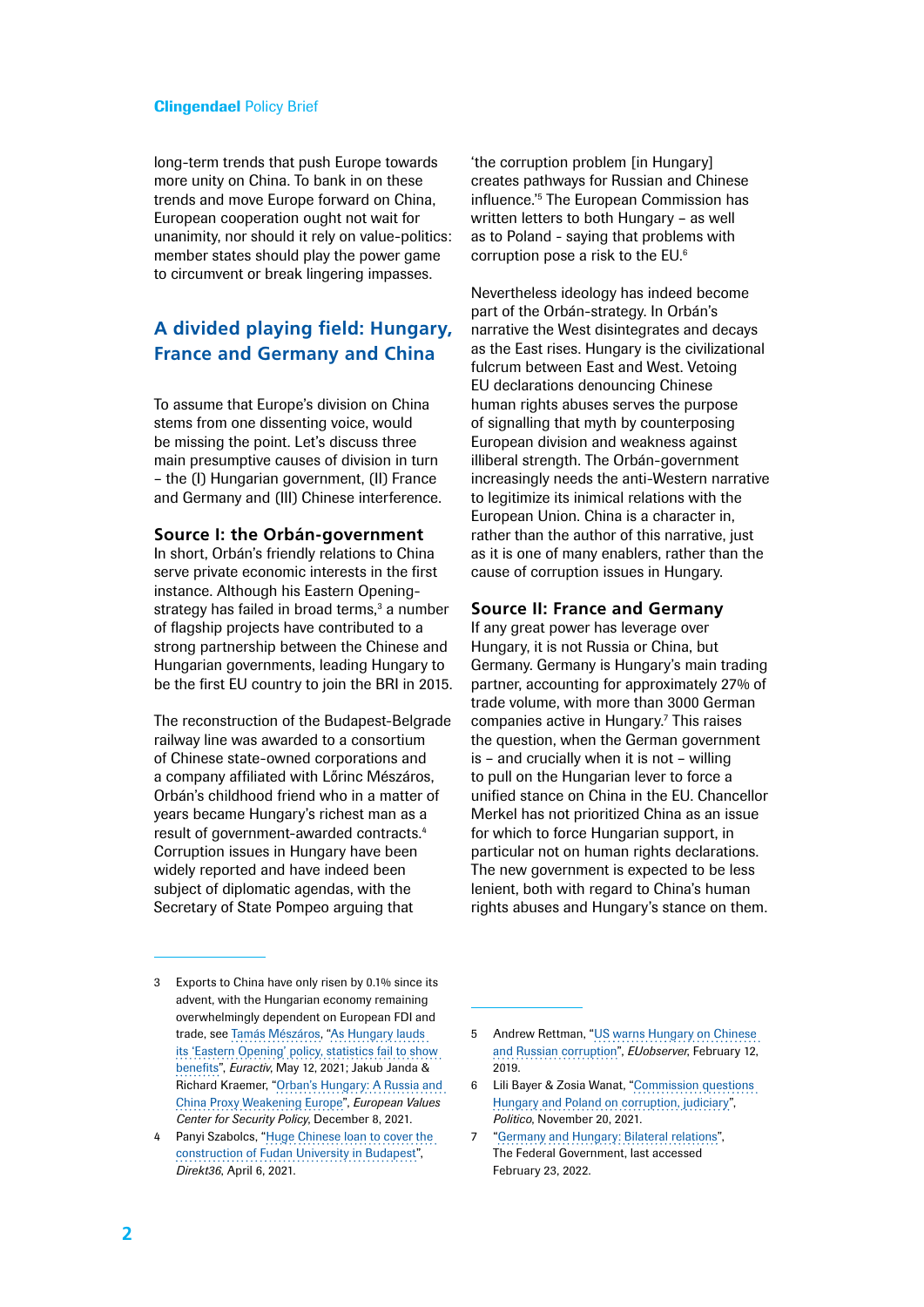long-term trends that push Europe towards more unity on China. To bank in on these trends and move Europe forward on China, European cooperation ought not wait for unanimity, nor should it rely on value-politics: member states should play the power game to circumvent or break lingering impasses.

## A divided playing field: Hungary, France and Germany and China

To assume that Europe's division on China stems from one dissenting voice, would be missing the point. Let's discuss three main presumptive causes of division in turn – the (I) Hungarian government, (II) France and Germany and (III) Chinese interference.

### Source I: the Orbán-government

In short, Orbán's friendly relations to China serve private economic interests in the first instance. Although his Eastern Opening-strategy has failed in broad terms,[3] a number of flagship projects have contributed to a strong partnership between the Chinese and Hungarian governments, leading Hungary to be the first EU country to join the BRI in 2015.

The reconstruction of the Budapest-Belgrade railway line was awarded to a consortium of Chinese state-owned corporations and a company affiliated with Lőrinc Mészáros, Orbán's childhood friend who in a matter of years became Hungary's richest man as a result of government-awarded contracts.[4] Corruption issues in Hungary have been widely reported and have indeed been subject of diplomatic agendas, with the Secretary of State Pompeo arguing that 'the corruption problem [in Hungary] creates pathways for Russian and Chinese influence.'[5] The European Commission has written letters to both Hungary – as well as to Poland - saying that problems with corruption pose a risk to the EU.[6]

Nevertheless ideology has indeed become part of the Orbán-strategy. In Orbán's narrative the West disintegrates and decays as the East rises. Hungary is the civilizational fulcrum between East and West. Vetoing EU declarations denouncing Chinese human rights abuses serves the purpose of signalling that myth by counterposing European division and weakness against illiberal strength. The Orbán-government increasingly needs the anti-Western narrative to legitimize its inimical relations with the European Union. China is a character in, rather than the author of this narrative, just as it is one of many enablers, rather than the cause of corruption issues in Hungary.

### Source II: France and Germany

If any great power has leverage over Hungary, it is not Russia or China, but Germany. Germany is Hungary's main trading partner, accounting for approximately 27% of trade volume, with more than 3000 German companies active in Hungary.[7] This raises the question, when the German government is – and crucially when it is not – willing to pull on the Hungarian lever to force a unified stance on China in the EU. Chancellor Merkel has not prioritized China as an issue for which to force Hungarian support, in particular not on human rights declarations. The new government is expected to be less lenient, both with regard to China's human rights abuses and Hungary's stance on them.

---

3 Exports to China have only risen by 0.1% since its advent, with the Hungarian economy remaining overwhelmingly dependent on European FDI and trade, see Tamás Mészáros, "As Hungary lauds its 'Eastern Opening' policy, statistics fail to show benefits", *Euractiv*, May 12, 2021; Jakub Janda & Richard Kraemer, "Orban's Hungary: A Russia and China Proxy Weakening Europe", *European Values Center for Security Policy*, December 8, 2021.

4 Panyi Szabolcs, "Huge Chinese loan to cover the construction of Fudan University in Budapest", *Direkt36*, April 6, 2021.

5 Andrew Rettman, "US warns Hungary on Chinese and Russian corruption", *EUobserver*, February 12, 2019.

6 Lili Bayer & Zosia Wanat, "Commission questions Hungary and Poland on corruption, judiciary", *Politico*, November 20, 2021.

7 "Germany and Hungary: Bilateral relations", The Federal Government, last accessed February 23, 2022.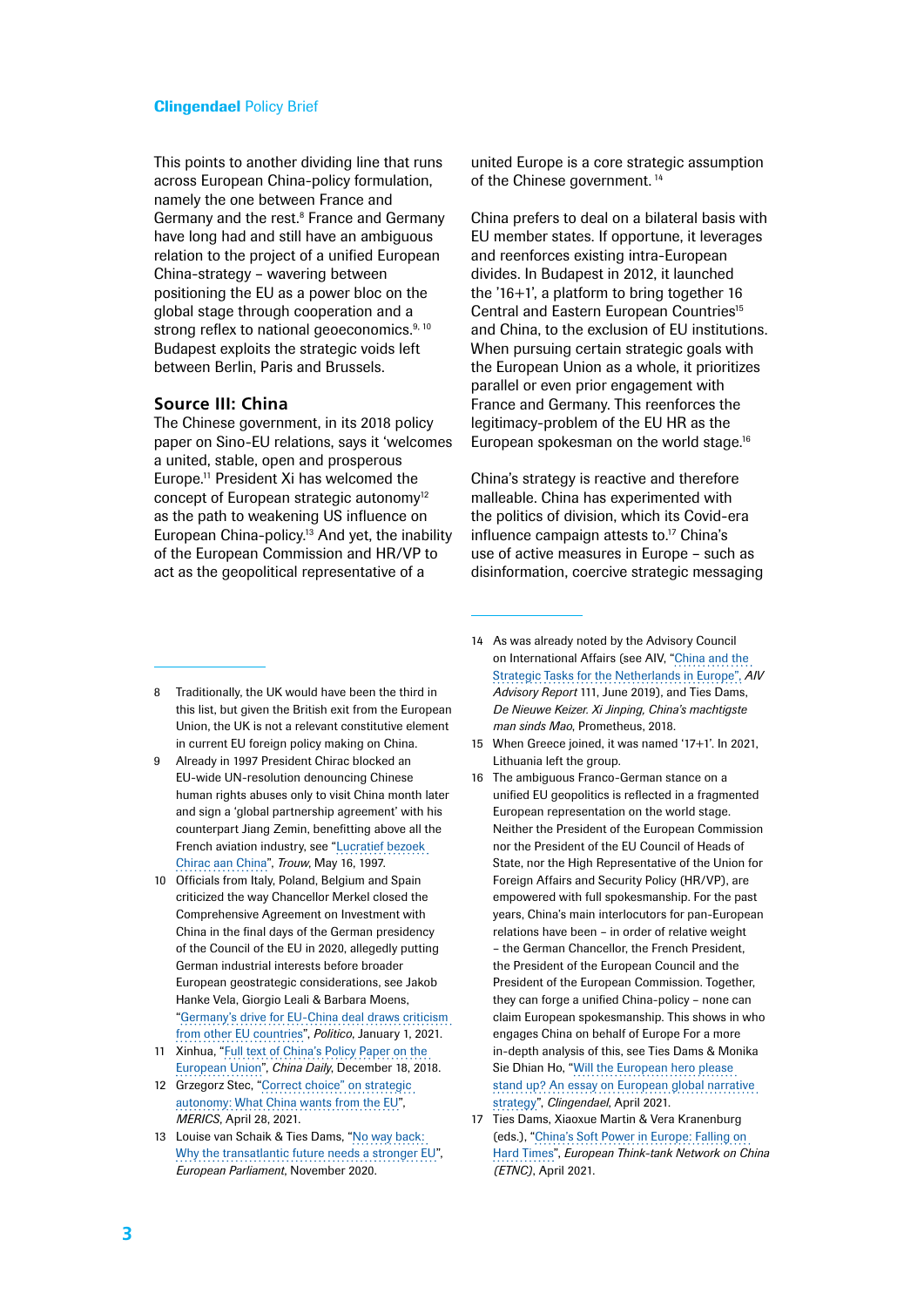This points to another dividing line that runs across European China-policy formulation, namely the one between France and Germany and the rest.[8] France and Germany have long had and still have an ambiguous relation to the project of a unified European China-strategy – wavering between positioning the EU as a power bloc on the global stage through cooperation and a strong reflex to national geoeconomics.[9, 10] Budapest exploits the strategic voids left between Berlin, Paris and Brussels.

## Source III: China

The Chinese government, in its 2018 policy paper on Sino-EU relations, says it 'welcomes a united, stable, open and prosperous Europe.[11] President Xi has welcomed the concept of European strategic autonomy[12] as the path to weakening US influence on European China-policy.[13] And yet, the inability of the European Commission and HR/VP to act as the geopolitical representative of a united Europe is a core strategic assumption of the Chinese government.[14]

China prefers to deal on a bilateral basis with EU member states. If opportune, it leverages and reenforces existing intra-European divides. In Budapest in 2012, it launched the '16+1', a platform to bring together 16 Central and Eastern European Countries[15] and China, to the exclusion of EU institutions. When pursuing certain strategic goals with the European Union as a whole, it prioritizes parallel or even prior engagement with France and Germany. This reenforces the legitimacy-problem of the EU HR as the European spokesman on the world stage.[16]

China's strategy is reactive and therefore malleable. China has experimented with the politics of division, which its Covid-era influence campaign attests to.[17] China's use of active measures in Europe – such as disinformation, coercive strategic messaging

---

8 Traditionally, the UK would have been the third in this list, but given the British exit from the European Union, the UK is not a relevant constitutive element in current EU foreign policy making on China.

9 Already in 1997 President Chirac blocked an EU-wide UN-resolution denouncing Chinese human rights abuses only to visit China month later and sign a 'global partnership agreement' with his counterpart Jiang Zemin, benefitting above all the French aviation industry, see "Lucratief bezoek Chirac aan China", *Trouw*, May 16, 1997.

10 Officials from Italy, Poland, Belgium and Spain criticized the way Chancellor Merkel closed the Comprehensive Agreement on Investment with China in the final days of the German presidency of the Council of the EU in 2020, allegedly putting German industrial interests before broader European geostrategic considerations, see Jakob Hanke Vela, Giorgio Leali & Barbara Moens, "Germany's drive for EU-China deal draws criticism from other EU countries", *Politico*, January 1, 2021.

11 Xinhua, "Full text of China's Policy Paper on the European Union", *China Daily*, December 18, 2018.

12 Grzegorz Stec, "Correct choice" on strategic autonomy: What China wants from the EU", *MERICS*, April 28, 2021.

13 Louise van Schaik & Ties Dams, "No way back: Why the transatlantic future needs a stronger EU", *European Parliament*, November 2020.

14 As was already noted by the Advisory Council on International Affairs (see AIV, "China and the Strategic Tasks for the Netherlands in Europe", *AIV Advisory Report* 111, June 2019), and Ties Dams, *De Nieuwe Keizer. Xi Jinping, China's machtigste man sinds Mao*, Prometheus, 2018.

15 When Greece joined, it was named '17+1'. In 2021, Lithuania left the group.

16 The ambiguous Franco-German stance on a unified EU geopolitics is reflected in a fragmented European representation on the world stage. Neither the President of the European Commission nor the President of the EU Council of Heads of State, nor the High Representative of the Union for Foreign Affairs and Security Policy (HR/VP), are empowered with full spokesmanship. For the past years, China's main interlocutors for pan-European relations have been – in order of relative weight – the German Chancellor, the French President, the President of the European Council and the President of the European Commission. Together, they can forge a unified China-policy – none can claim European spokesmanship. This shows in who engages China on behalf of Europe For a more in-depth analysis of this, see Ties Dams & Monika Sie Dhian Ho, "Will the European hero please stand up? An essay on European global narrative strategy", *Clingendael*, April 2021.

17 Ties Dams, Xiaoxue Martin & Vera Kranenburg (eds.), "China's Soft Power in Europe: Falling on Hard Times", *European Think-tank Network on China (ETNC)*, April 2021.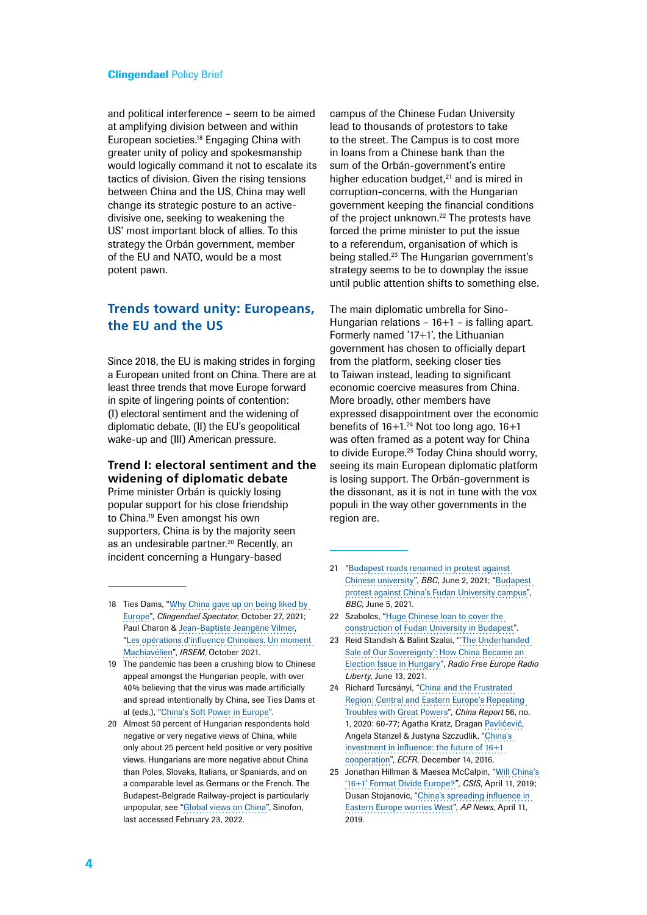and political interference – seem to be aimed at amplifying division between and within European societies.[18] Engaging China with greater unity of policy and spokesmanship would logically command it not to escalate its tactics of division. Given the rising tensions between China and the US, China may well change its strategic posture to an active-divisive one, seeking to weakening the US' most important block of allies. To this strategy the Orbán government, member of the EU and NATO, would be a most potent pawn.

## Trends toward unity: Europeans, the EU and the US

Since 2018, the EU is making strides in forging a European united front on China. There are at least three trends that move Europe forward in spite of lingering points of contention: (I) electoral sentiment and the widening of diplomatic debate, (II) the EU's geopolitical wake-up and (III) American pressure.

### Trend I: electoral sentiment and the widening of diplomatic debate

Prime minister Orbán is quickly losing popular support for his close friendship to China.[19] Even amongst his own supporters, China is by the majority seen as an undesirable partner.[20] Recently, an incident concerning a Hungary-based campus of the Chinese Fudan University lead to thousands of protestors to take to the street. The Campus is to cost more in loans from a Chinese bank than the sum of the Orbán-government's entire higher education budget,[21] and is mired in corruption-concerns, with the Hungarian government keeping the financial conditions of the project unknown.[22] The protests have forced the prime minister to put the issue to a referendum, organisation of which is being stalled.[23] The Hungarian government's strategy seems to be to downplay the issue until public attention shifts to something else.

The main diplomatic umbrella for Sino-Hungarian relations – 16+1 – is falling apart. Formerly named '17+1', the Lithuanian government has chosen to officially depart from the platform, seeking closer ties to Taiwan instead, leading to significant economic coercive measures from China. More broadly, other members have expressed disappointment over the economic benefits of 16+1.[24] Not too long ago, 16+1 was often framed as a potent way for China to divide Europe.[25] Today China should worry, seeing its main European diplomatic platform is losing support. The Orbán-government is the dissonant, as it is not in tune with the vox populi in the way other governments in the region are.

---

18 Ties Dams, "Why China gave up on being liked by Europe", *Clingendael Spectator*, October 27, 2021; Paul Charon & Jean-Baptiste Jeangène Vilmer, "Les opérations d'influence Chinoises. Un moment Machiavélien", *IRSEM*, October 2021.

19 The pandemic has been a crushing blow to Chinese appeal amongst the Hungarian people, with over 40% believing that the virus was made artificially and spread intentionally by China, see Ties Dams et al (eds.), "China's Soft Power in Europe".

20 Almost 50 percent of Hungarian respondents hold negative or very negative views of China, while only about 25 percent held positive or very positive views. Hungarians are more negative about China than Poles, Slovaks, Italians, or Spaniards, and on a comparable level as Germans or the French. The Budapest-Belgrade Railway-project is particularly unpopular, see "Global views on China", Sinofon, last accessed February 23, 2022.

21 "Budapest roads renamed in protest against Chinese university", *BBC*, June 2, 2021; "Budapest protest against China's Fudan University campus", *BBC*, June 5, 2021.

22 Szabolcs, "Huge Chinese loan to cover the construction of Fudan University in Budapest".

23 Reid Standish & Balint Szalai, "'The Underhanded Sale of Our Sovereignty': How China Became an Election Issue in Hungary", *Radio Free Europe Radio Liberty*, June 13, 2021.

24 Richard Turcsányi, "China and the Frustrated Region: Central and Eastern Europe's Repeating Troubles with Great Powers", *China Report* 56, no. 1, 2020: 60-77; Agatha Kratz, Dragan Pavlićević, Angela Stanzel & Justyna Szczudlik, "China's investment in influence: the future of 16+1 cooperation", *ECFR*, December 14, 2016.

25 Jonathan Hillman & Maesea McCalpin, "Will China's '16+1' Format Divide Europe?", *CSIS*, April 11, 2019; Dusan Stojanovic, "China's spreading influence in Eastern Europe worries West", *AP News*, April 11, 2019.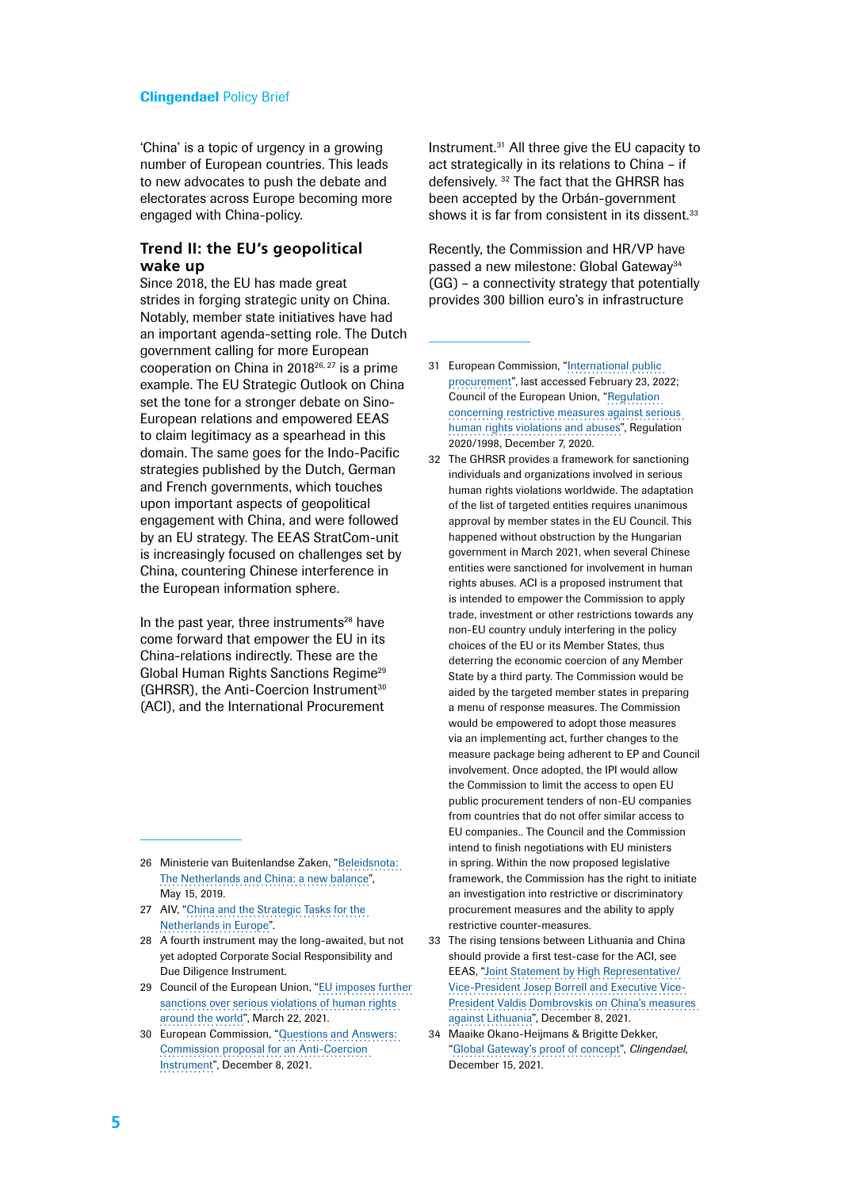'China' is a topic of urgency in a growing number of European countries. This leads to new advocates to push the debate and electorates across Europe becoming more engaged with China-policy.

## Trend II: the EU's geopolitical wake up

Since 2018, the EU has made great strides in forging strategic unity on China. Notably, member state initiatives have had an important agenda-setting role. The Dutch government calling for more European cooperation on China in 2018[26, 27] is a prime example. The EU Strategic Outlook on China set the tone for a stronger debate on Sino-European relations and empowered EEAS to claim legitimacy as a spearhead in this domain. The same goes for the Indo-Pacific strategies published by the Dutch, German and French governments, which touches upon important aspects of geopolitical engagement with China, and were followed by an EU strategy. The EEAS StratCom-unit is increasingly focused on challenges set by China, countering Chinese interference in the European information sphere.

In the past year, three instruments[28] have come forward that empower the EU in its China-relations indirectly. These are the Global Human Rights Sanctions Regime[29] (GHRSR), the Anti-Coercion Instrument[30] (ACI), and the International Procurement Instrument.[31] All three give the EU capacity to act strategically in its relations to China – if defensively. [32] The fact that the GHRSR has been accepted by the Orbán-government shows it is far from consistent in its dissent.[33]

Recently, the Commission and HR/VP have passed a new milestone: Global Gateway[34] (GG) – a connectivity strategy that potentially provides 300 billion euro's in infrastructure

---

26 Ministerie van Buitenlandse Zaken, "Beleidsnota: The Netherlands and China: a new balance", May 15, 2019.

27 AIV, "China and the Strategic Tasks for the Netherlands in Europe".

28 A fourth instrument may the long-awaited, but not yet adopted Corporate Social Responsibility and Due Diligence Instrument.

29 Council of the European Union, "EU imposes further sanctions over serious violations of human rights around the world", March 22, 2021.

30 European Commission, "Questions and Answers: Commission proposal for an Anti-Coercion Instrument", December 8, 2021.

31 European Commission, "International public procurement", last accessed February 23, 2022; Council of the European Union, "Regulation concerning restrictive measures against serious human rights violations and abuses", Regulation 2020/1998, December 7, 2020.

32 The GHRSR provides a framework for sanctioning individuals and organizations involved in serious human rights violations worldwide. The adaptation of the list of targeted entities requires unanimous approval by member states in the EU Council. This happened without obstruction by the Hungarian government in March 2021, when several Chinese entities were sanctioned for involvement in human rights abuses. ACI is a proposed instrument that is intended to empower the Commission to apply trade, investment or other restrictions towards any non-EU country unduly interfering in the policy choices of the EU or its Member States, thus deterring the economic coercion of any Member State by a third party. The Commission would be aided by the targeted member states in preparing a menu of response measures. The Commission would be empowered to adopt those measures via an implementing act, further changes to the measure package being adherent to EP and Council involvement. Once adopted, the IPI would allow the Commission to limit the access to open EU public procurement tenders of non-EU companies from countries that do not offer similar access to EU companies.. The Council and the Commission intend to finish negotiations with EU ministers in spring. Within the now proposed legislative framework, the Commission has the right to initiate an investigation into restrictive or discriminatory procurement measures and the ability to apply restrictive counter-measures.

33 The rising tensions between Lithuania and China should provide a first test-case for the ACI, see EEAS, "Joint Statement by High Representative/ Vice-President Josep Borrell and Executive Vice-President Valdis Dombrovskis on China's measures against Lithuania", December 8, 2021.

34 Maaike Okano-Heijmans & Brigitte Dekker, "Global Gateway's proof of concept", *Clingendael*, December 15, 2021.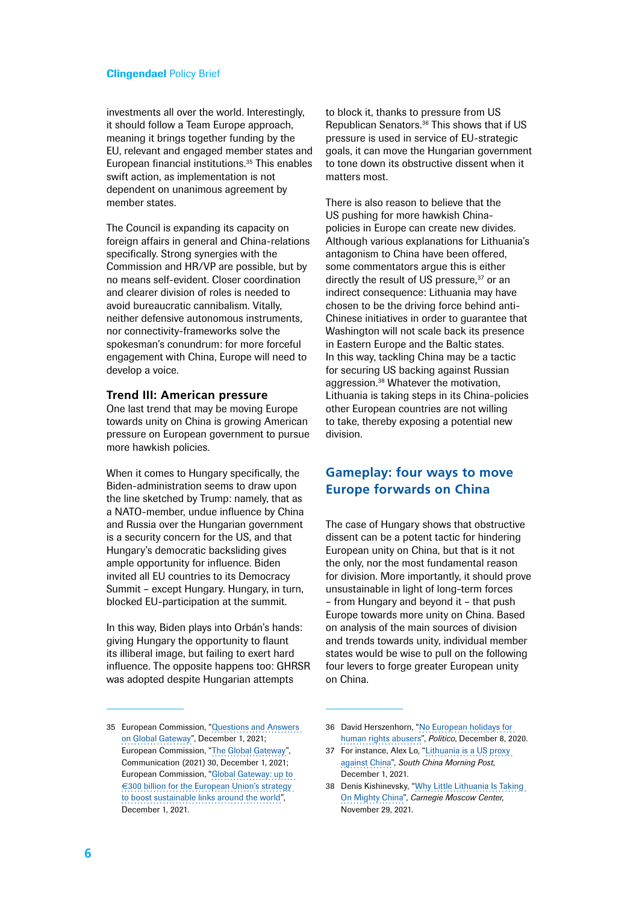investments all over the world. Interestingly, it should follow a Team Europe approach, meaning it brings together funding by the EU, relevant and engaged member states and European financial institutions.[35] This enables swift action, as implementation is not dependent on unanimous agreement by member states.

The Council is expanding its capacity on foreign affairs in general and China-relations specifically. Strong synergies with the Commission and HR/VP are possible, but by no means self-evident. Closer coordination and clearer division of roles is needed to avoid bureaucratic cannibalism. Vitally, neither defensive autonomous instruments, nor connectivity-frameworks solve the spokesman's conundrum: for more forceful engagement with China, Europe will need to develop a voice.

### Trend III: American pressure

One last trend that may be moving Europe towards unity on China is growing American pressure on European government to pursue more hawkish policies.

When it comes to Hungary specifically, the Biden-administration seems to draw upon the line sketched by Trump: namely, that as a NATO-member, undue influence by China and Russia over the Hungarian government is a security concern for the US, and that Hungary's democratic backsliding gives ample opportunity for influence. Biden invited all EU countries to its Democracy Summit – except Hungary. Hungary, in turn, blocked EU-participation at the summit.

In this way, Biden plays into Orbán's hands: giving Hungary the opportunity to flaunt its illiberal image, but failing to exert hard influence. The opposite happens too: GHRSR was adopted despite Hungarian attempts to block it, thanks to pressure from US Republican Senators.[36] This shows that if US pressure is used in service of EU-strategic goals, it can move the Hungarian government to tone down its obstructive dissent when it matters most.

There is also reason to believe that the US pushing for more hawkish China-policies in Europe can create new divides. Although various explanations for Lithuania's antagonism to China have been offered, some commentators argue this is either directly the result of US pressure,[37] or an indirect consequence: Lithuania may have chosen to be the driving force behind anti-Chinese initiatives in order to guarantee that Washington will not scale back its presence in Eastern Europe and the Baltic states. In this way, tackling China may be a tactic for securing US backing against Russian aggression.[38] Whatever the motivation, Lithuania is taking steps in its China-policies other European countries are not willing to take, thereby exposing a potential new division.

## Gameplay: four ways to move Europe forwards on China

The case of Hungary shows that obstructive dissent can be a potent tactic for hindering European unity on China, but that is it not the only, nor the most fundamental reason for division. More importantly, it should prove unsustainable in light of long-term forces – from Hungary and beyond it – that push Europe towards more unity on China. Based on analysis of the main sources of division and trends towards unity, individual member states would be wise to pull on the following four levers to forge greater European unity on China.

---

35 European Commission, "Questions and Answers on Global Gateway", December 1, 2021; European Commission, "The Global Gateway", Communication (2021) 30, December 1, 2021; European Commission, "Global Gateway: up to €300 billion for the European Union's strategy to boost sustainable links around the world", December 1, 2021.

36 David Herszenhorn, "No European holidays for human rights abusers", *Politico*, December 8, 2020.

37 For instance, Alex Lo, "Lithuania is a US proxy against China", *South China Morning Post*, December 1, 2021.

38 Denis Kishinevsky, "Why Little Lithuania Is Taking On Mighty China", *Carnegie Moscow Center*, November 29, 2021.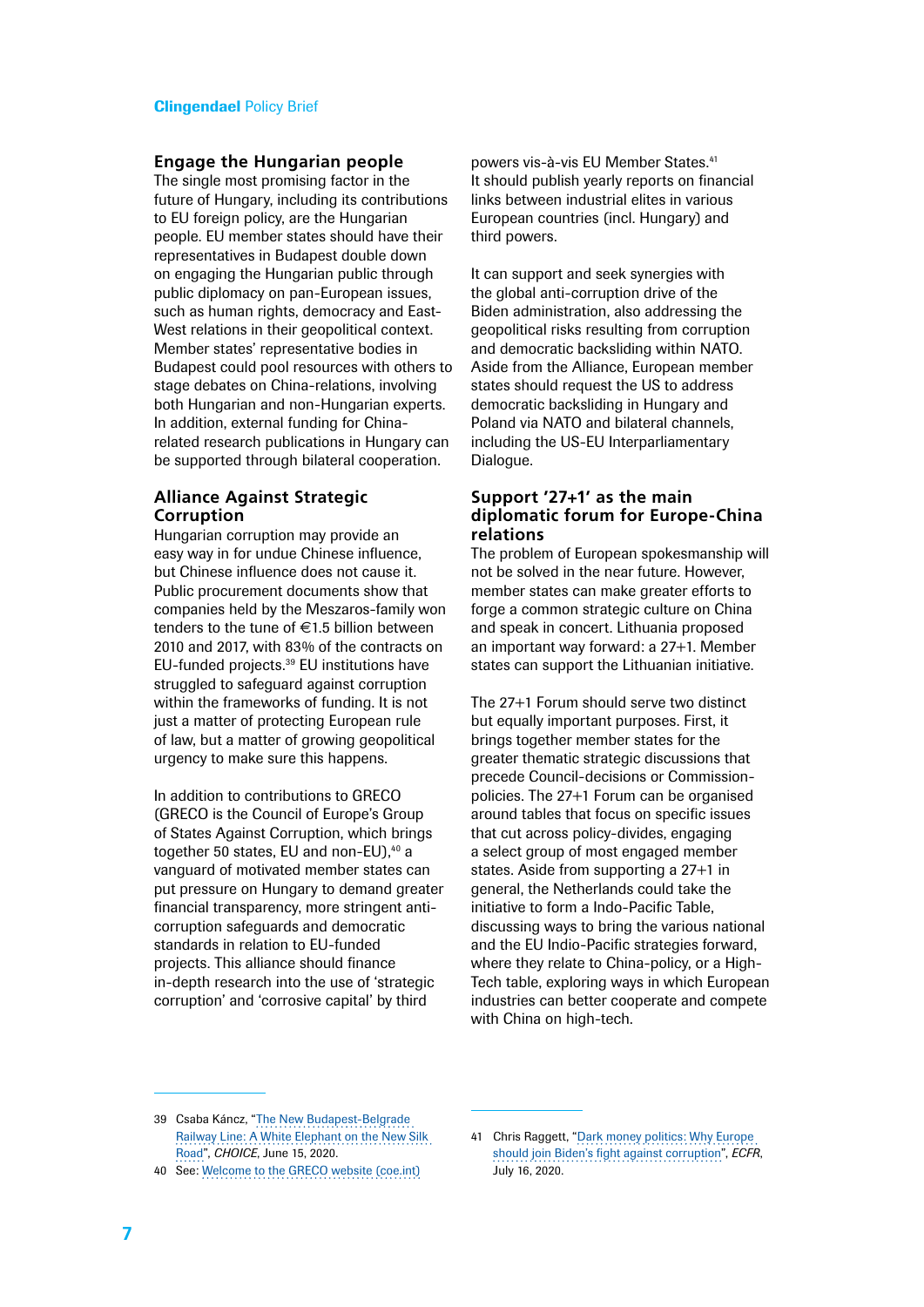## Engage the Hungarian people

The single most promising factor in the future of Hungary, including its contributions to EU foreign policy, are the Hungarian people. EU member states should have their representatives in Budapest double down on engaging the Hungarian public through public diplomacy on pan-European issues, such as human rights, democracy and East-West relations in their geopolitical context. Member states' representative bodies in Budapest could pool resources with others to stage debates on China-relations, involving both Hungarian and non-Hungarian experts. In addition, external funding for China-related research publications in Hungary can be supported through bilateral cooperation.

## Alliance Against Strategic Corruption

Hungarian corruption may provide an easy way in for undue Chinese influence, but Chinese influence does not cause it. Public procurement documents show that companies held by the Meszaros-family won tenders to the tune of €1.5 billion between 2010 and 2017, with 83% of the contracts on EU-funded projects.[39] EU institutions have struggled to safeguard against corruption within the frameworks of funding. It is not just a matter of protecting European rule of law, but a matter of growing geopolitical urgency to make sure this happens.

In addition to contributions to GRECO (GRECO is the Council of Europe's Group of States Against Corruption, which brings together 50 states, EU and non-EU),[40] a vanguard of motivated member states can put pressure on Hungary to demand greater financial transparency, more stringent anti-corruption safeguards and democratic standards in relation to EU-funded projects. This alliance should finance in-depth research into the use of 'strategic corruption' and 'corrosive capital' by third powers vis-à-vis EU Member States.[41] It should publish yearly reports on financial links between industrial elites in various European countries (incl. Hungary) and third powers.

It can support and seek synergies with the global anti-corruption drive of the Biden administration, also addressing the geopolitical risks resulting from corruption and democratic backsliding within NATO. Aside from the Alliance, European member states should request the US to address democratic backsliding in Hungary and Poland via NATO and bilateral channels, including the US-EU Interparliamentary Dialogue.

## Support '27+1' as the main diplomatic forum for Europe-China relations

The problem of European spokesmanship will not be solved in the near future. However, member states can make greater efforts to forge a common strategic culture on China and speak in concert. Lithuania proposed an important way forward: a 27+1. Member states can support the Lithuanian initiative.

The 27+1 Forum should serve two distinct but equally important purposes. First, it brings together member states for the greater thematic strategic discussions that precede Council-decisions or Commission-policies. The 27+1 Forum can be organised around tables that focus on specific issues that cut across policy-divides, engaging a select group of most engaged member states. Aside from supporting a 27+1 in general, the Netherlands could take the initiative to form a Indo-Pacific Table, discussing ways to bring the various national and the EU Indio-Pacific strategies forward, where they relate to China-policy, or a High-Tech table, exploring ways in which European industries can better cooperate and compete with China on high-tech.

---

39 Csaba Káncz, "The New Budapest-Belgrade Railway Line: A White Elephant on the New Silk Road", *CHOICE*, June 15, 2020.

40 See: Welcome to the GRECO website (coe.int)

41 Chris Raggett, "Dark money politics: Why Europe should join Biden's fight against corruption", *ECFR*, July 16, 2020.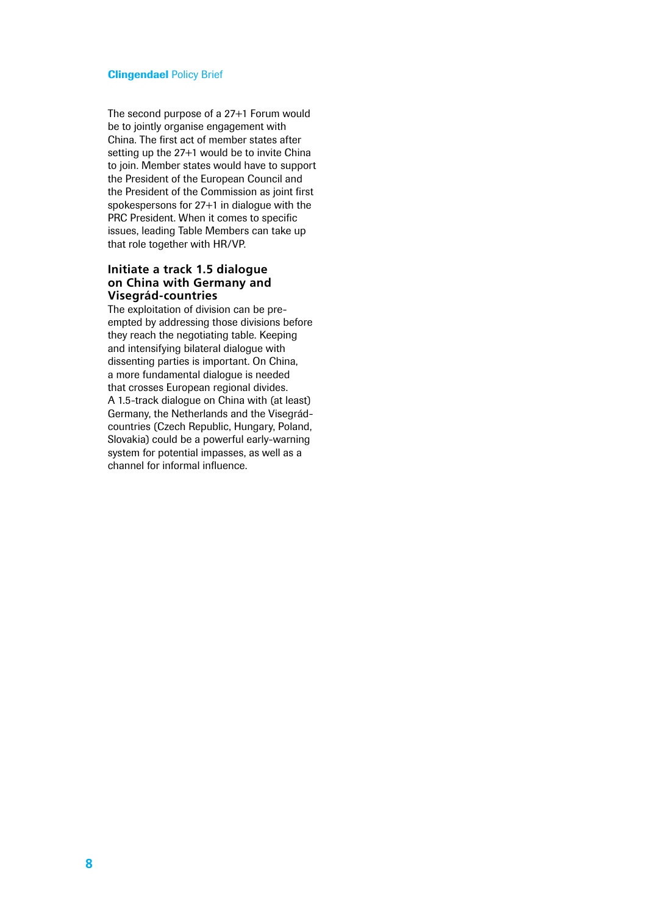The second purpose of a 27+1 Forum would be to jointly organise engagement with China. The first act of member states after setting up the 27+1 would be to invite China to join. Member states would have to support the President of the European Council and the President of the Commission as joint first spokespersons for 27+1 in dialogue with the PRC President. When it comes to specific issues, leading Table Members can take up that role together with HR/VP.

### Initiate a track 1.5 dialogue on China with Germany and Visegrád-countries

The exploitation of division can be pre-empted by addressing those divisions before they reach the negotiating table. Keeping and intensifying bilateral dialogue with dissenting parties is important. On China, a more fundamental dialogue is needed that crosses European regional divides. A 1.5-track dialogue on China with (at least) Germany, the Netherlands and the Visegrád-countries (Czech Republic, Hungary, Poland, Slovakia) could be a powerful early-warning system for potential impasses, as well as a channel for informal influence.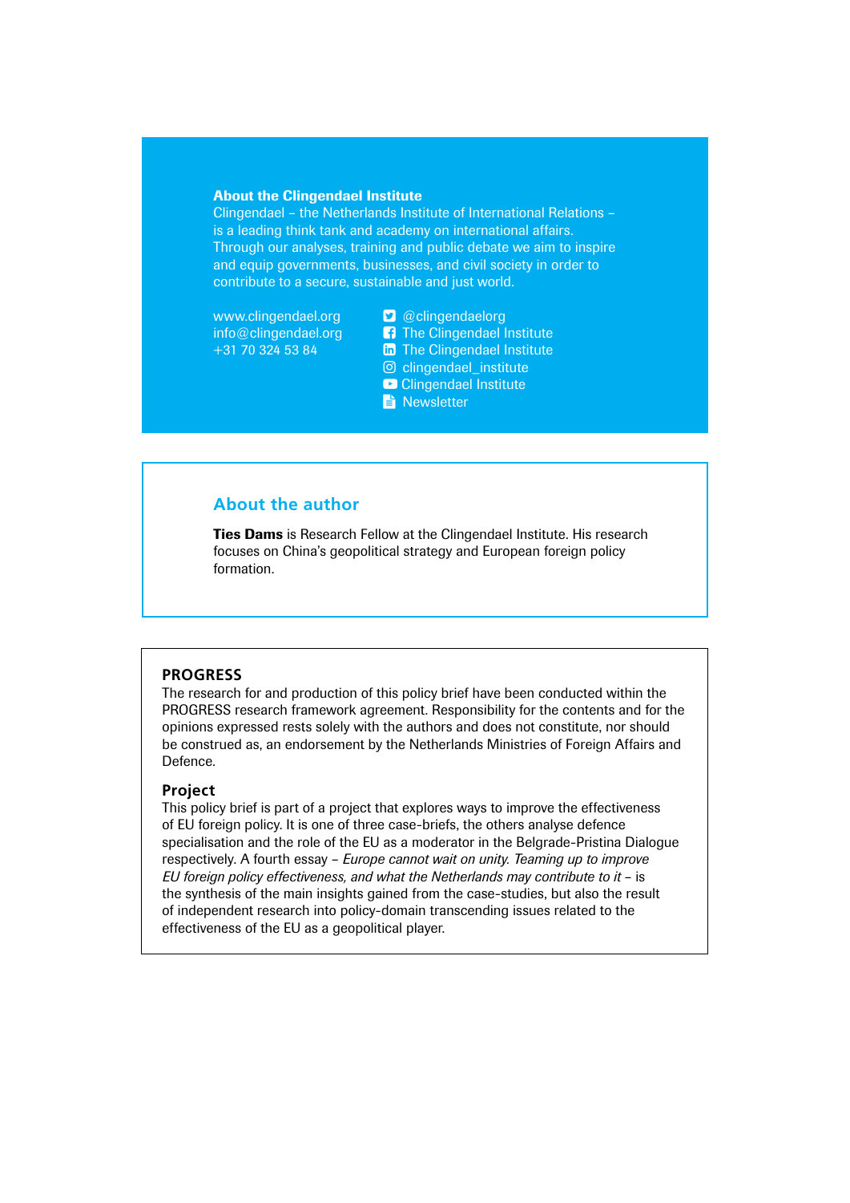**About the Clingendael Institute**
Clingendael – the Netherlands Institute of International Relations – is a leading think tank and academy on international affairs. Through our analyses, training and public debate we aim to inspire and equip governments, businesses, and civil society in order to contribute to a secure, sustainable and just world.

www.clingendael.org
info@clingendael.org
+31 70 324 53 84

@clingendaelorg
The Clingendael Institute
The Clingendael Institute
clingendael_institute
Clingendael Institute
Newsletter

## About the author

**Ties Dams** is Research Fellow at the Clingendael Institute. His research focuses on China's geopolitical strategy and European foreign policy formation.

### PROGRESS

The research for and production of this policy brief have been conducted within the PROGRESS research framework agreement. Responsibility for the contents and for the opinions expressed rests solely with the authors and does not constitute, nor should be construed as, an endorsement by the Netherlands Ministries of Foreign Affairs and Defence.

### Project

This policy brief is part of a project that explores ways to improve the effectiveness of EU foreign policy. It is one of three case-briefs, the others analyse defence specialisation and the role of the EU as a moderator in the Belgrade-Pristina Dialogue respectively. A fourth essay – *Europe cannot wait on unity. Teaming up to improve EU foreign policy effectiveness, and what the Netherlands may contribute to it* – is the synthesis of the main insights gained from the case-studies, but also the result of independent research into policy-domain transcending issues related to the effectiveness of the EU as a geopolitical player.